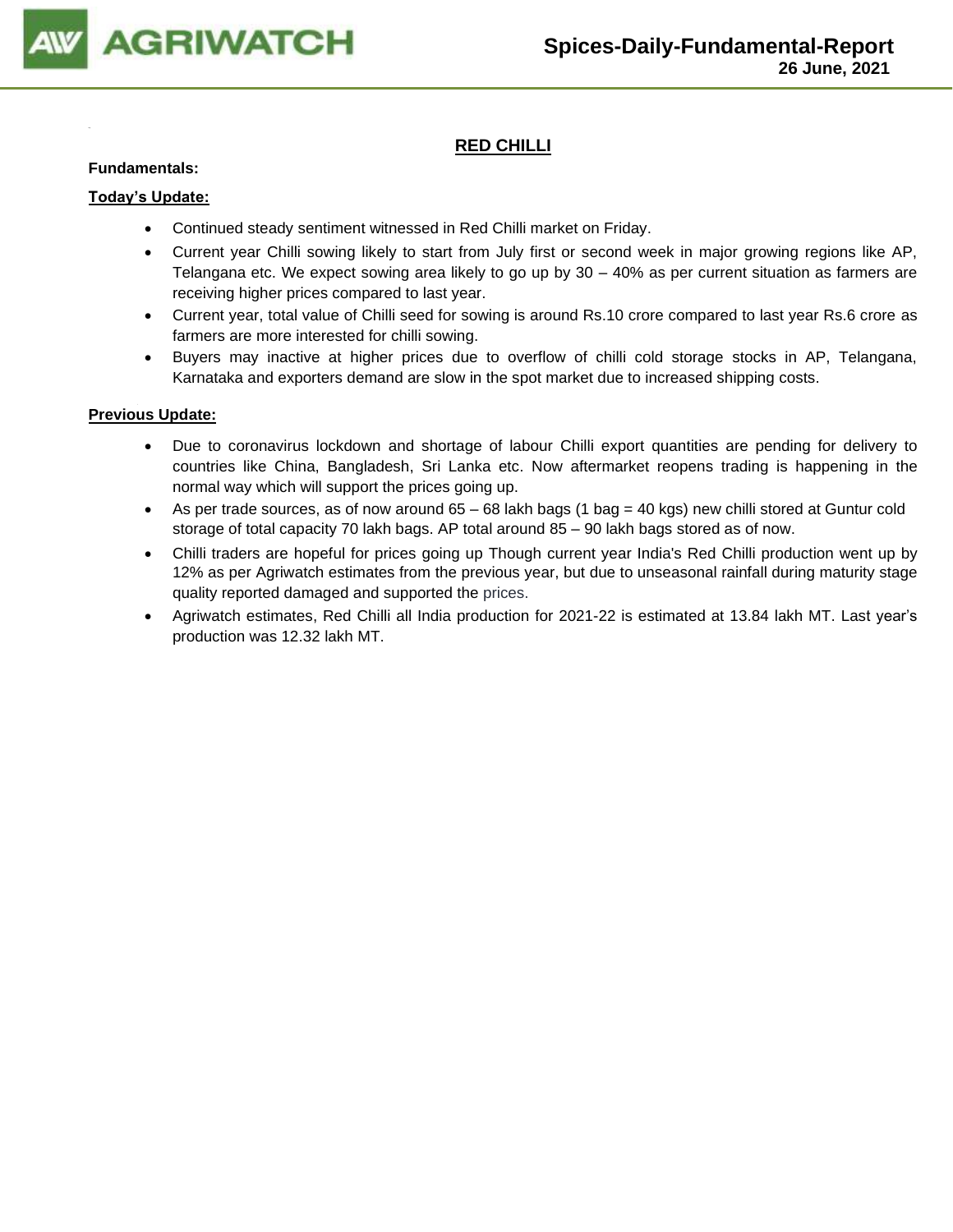# Spices-Daily-Fundamental-Report

**26 June, 2021**

## RED CHILLI

**Fundamentals:**

**Today's Update:**

- Continued steady sentiment witnessed in Red Chilli market on Friday.
- Current year Chilli sowing likely to start from July first or second week in major growing regions like AP, Telangana etc. We expect sowing area likely to go up by 30 – 40% as per current situation as farmers are receiving higher prices compared to last year.
- Current year, total value of Chilli seed for sowing is around Rs.10 crore compared to last year Rs.6 crore as farmers are more interested for chilli sowing.
- Buyers may inactive at higher prices due to overflow of chilli cold storage stocks in AP, Telangana, Karnataka and exporters demand are slow in the spot market due to increased shipping costs.

**Previous Update:**

- Due to coronavirus lockdown and shortage of labour Chilli export quantities are pending for delivery to countries like China, Bangladesh, Sri Lanka etc. Now aftermarket reopens trading is happening in the normal way which will support the prices going up.
- As per trade sources, as of now around 65 – 68 lakh bags (1 bag = 40 kgs) new chilli stored at Guntur cold storage of total capacity 70 lakh bags. AP total around 85 – 90 lakh bags stored as of now.
- Chilli traders are hopeful for prices going up Though current year India's Red Chilli production went up by 12% as per Agriwatch estimates from the previous year, but due to unseasonal rainfall during maturity stage quality reported damaged and supported the prices.
- Agriwatch estimates, Red Chilli all India production for 2021-22 is estimated at 13.84 lakh MT. Last year's production was 12.32 lakh MT.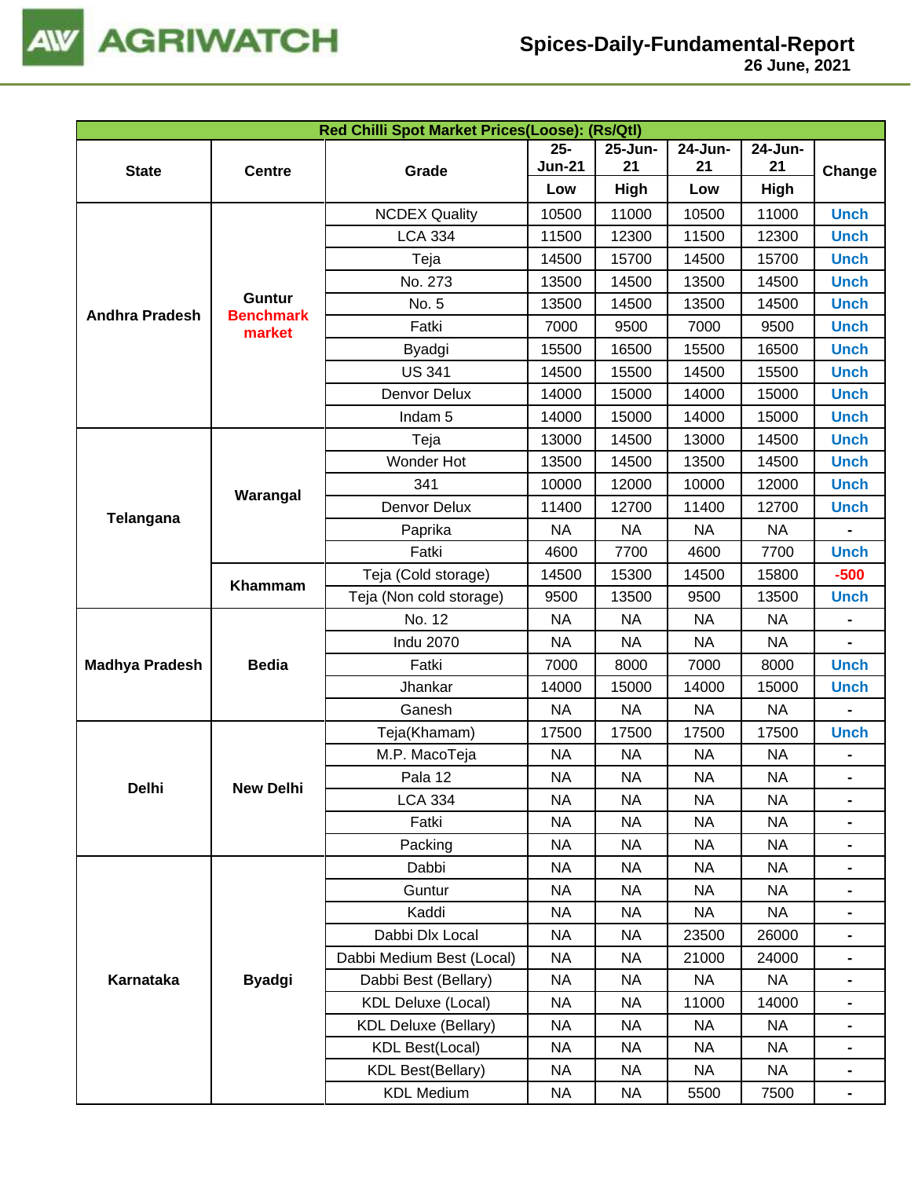**Spices-Daily-Fundamental-Report**
**26 June, 2021**

| Red Chilli Spot Market Prices(Loose): (Rs/Qtl) | | | | | | | |
|---|---|---|---|---|---|---|---|
| **State** | **Centre** | **Grade** | **25-Jun-21** | **25-Jun-21** | **24-Jun-21** | **24-Jun-21** | **Change** |
| | | | **Low** | **High** | **Low** | **High** | |
| **Andhra Pradesh** | **Guntur Benchmark market** | NCDEX Quality | 10500 | 11000 | 10500 | 11000 | Unch |
| | | LCA 334 | 11500 | 12300 | 11500 | 12300 | Unch |
| | | Teja | 14500 | 15700 | 14500 | 15700 | Unch |
| | | No. 273 | 13500 | 14500 | 13500 | 14500 | Unch |
| | | No. 5 | 13500 | 14500 | 13500 | 14500 | Unch |
| | | Fatki | 7000 | 9500 | 7000 | 9500 | Unch |
| | | Byadgi | 15500 | 16500 | 15500 | 16500 | Unch |
| | | US 341 | 14500 | 15500 | 14500 | 15500 | Unch |
| | | Denvor Delux | 14000 | 15000 | 14000 | 15000 | Unch |
| | | Indam 5 | 14000 | 15000 | 14000 | 15000 | Unch |
| **Telangana** | **Warangal** | Teja | 13000 | 14500 | 13000 | 14500 | Unch |
| | | Wonder Hot | 13500 | 14500 | 13500 | 14500 | Unch |
| | | 341 | 10000 | 12000 | 10000 | 12000 | Unch |
| | | Denvor Delux | 11400 | 12700 | 11400 | 12700 | Unch |
| | | Paprika | NA | NA | NA | NA | - |
| | | Fatki | 4600 | 7700 | 4600 | 7700 | Unch |
| | **Khammam** | Teja (Cold storage) | 14500 | 15300 | 14500 | 15800 | -500 |
| | | Teja (Non cold storage) | 9500 | 13500 | 9500 | 13500 | Unch |
| **Madhya Pradesh** | **Bedia** | No. 12 | NA | NA | NA | NA | - |
| | | Indu 2070 | NA | NA | NA | NA | - |
| | | Fatki | 7000 | 8000 | 7000 | 8000 | Unch |
| | | Jhankar | 14000 | 15000 | 14000 | 15000 | Unch |
| | | Ganesh | NA | NA | NA | NA | - |
| **Delhi** | **New Delhi** | Teja(Khamam) | 17500 | 17500 | 17500 | 17500 | Unch |
| | | M.P. MacoTeja | NA | NA | NA | NA | - |
| | | Pala 12 | NA | NA | NA | NA | - |
| | | LCA 334 | NA | NA | NA | NA | - |
| | | Fatki | NA | NA | NA | NA | - |
| | | Packing | NA | NA | NA | NA | - |
| **Karnataka** | **Byadgi** | Dabbi | NA | NA | NA | NA | - |
| | | Guntur | NA | NA | NA | NA | - |
| | | Kaddi | NA | NA | NA | NA | - |
| | | Dabbi Dlx Local | NA | NA | 23500 | 26000 | - |
| | | Dabbi Medium Best (Local) | NA | NA | 21000 | 24000 | - |
| | | Dabbi Best (Bellary) | NA | NA | NA | NA | - |
| | | KDL Deluxe (Local) | NA | NA | 11000 | 14000 | - |
| | | KDL Deluxe (Bellary) | NA | NA | NA | NA | - |
| | | KDL Best(Local) | NA | NA | NA | NA | - |
| | | KDL Best(Bellary) | NA | NA | NA | NA | - |
| | | KDL Medium | NA | NA | 5500 | 7500 | - |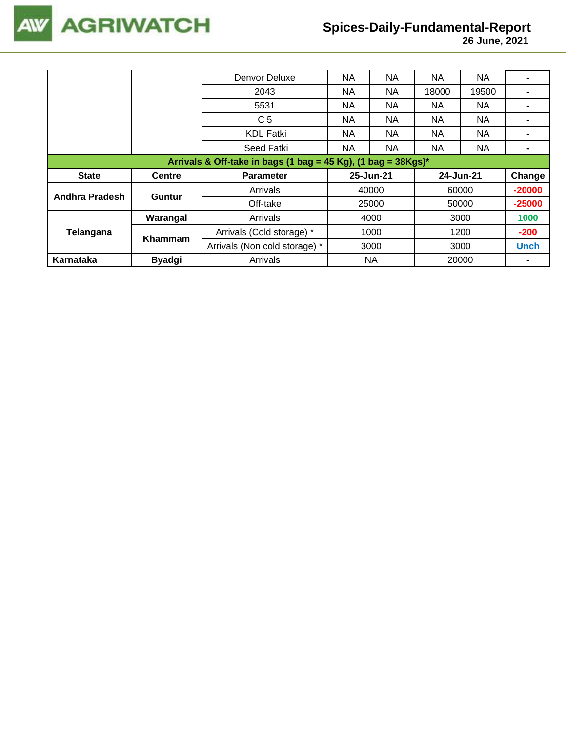| | | | | | | | |
|---|---|---|---|---|---|---|---|
| | | Denvor Deluxe | NA | NA | NA | NA | - |
| | | 2043 | NA | NA | 18000 | 19500 | - |
| | | 5531 | NA | NA | NA | NA | - |
| | | C 5 | NA | NA | NA | NA | - |
| | | KDL Fatki | NA | NA | NA | NA | - |
| | | Seed Fatki | NA | NA | NA | NA | - |

| Arrivals & Off-take in bags (1 bag = 45 Kg), (1 bag = 38Kgs)* | | | | | |
|---|---|---|---|---|---|
| **State** | **Centre** | **Parameter** | **25-Jun-21** | **24-Jun-21** | **Change** |
| **Andhra Pradesh** | **Guntur** | Arrivals | 40000 | 60000 | -20000 |
| | | Off-take | 25000 | 50000 | -25000 |
| **Telangana** | **Warangal** | Arrivals | 4000 | 3000 | 1000 |
| | **Khammam** | Arrivals (Cold storage) * | 1000 | 1200 | -200 |
| | | Arrivals (Non cold storage) * | 3000 | 3000 | Unch |
| **Karnataka** | **Byadgi** | Arrivals | NA | 20000 | - |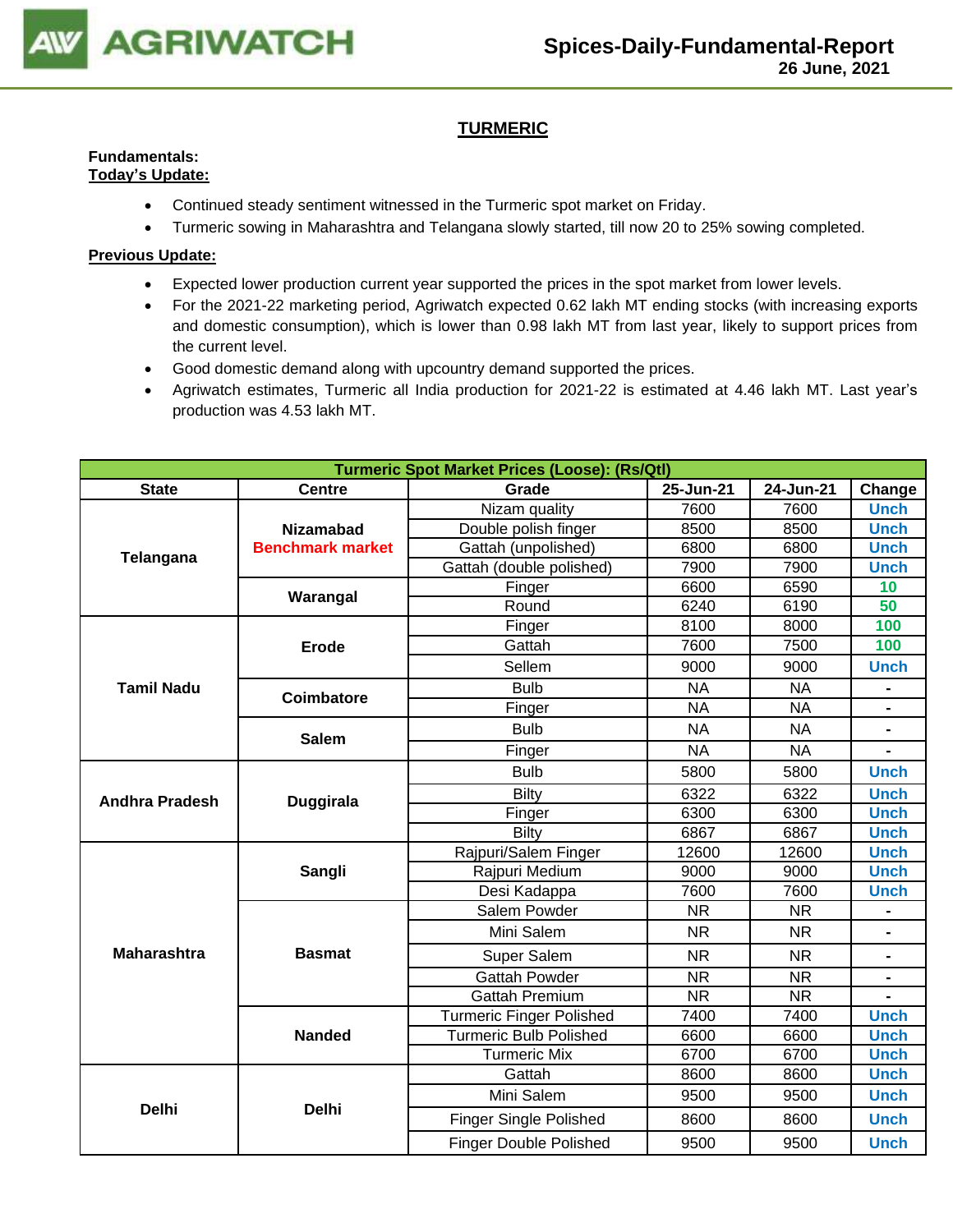# TURMERIC

**Fundamentals:**

**Today's Update:**

- Continued steady sentiment witnessed in the Turmeric spot market on Friday.
- Turmeric sowing in Maharashtra and Telangana slowly started, till now 20 to 25% sowing completed.

**Previous Update:**

- Expected lower production current year supported the prices in the spot market from lower levels.
- For the 2021-22 marketing period, Agriwatch expected 0.62 lakh MT ending stocks (with increasing exports and domestic consumption), which is lower than 0.98 lakh MT from last year, likely to support prices from the current level.
- Good domestic demand along with upcountry demand supported the prices.
- Agriwatch estimates, Turmeric all India production for 2021-22 is estimated at 4.46 lakh MT. Last year's production was 4.53 lakh MT.

| Turmeric Spot Market Prices (Loose): (Rs/Qtl) | | | | | |
|---|---|---|---|---|---|
| **State** | **Centre** | **Grade** | **25-Jun-21** | **24-Jun-21** | **Change** |
| **Telangana** | **Nizamabad Benchmark market** | Nizam quality | 7600 | 7600 | Unch |
| | | Double polish finger | 8500 | 8500 | Unch |
| | | Gattah (unpolished) | 6800 | 6800 | Unch |
| | | Gattah (double polished) | 7900 | 7900 | Unch |
| | **Warangal** | Finger | 6600 | 6590 | 10 |
| | | Round | 6240 | 6190 | 50 |
| **Tamil Nadu** | **Erode** | Finger | 8100 | 8000 | 100 |
| | | Gattah | 7600 | 7500 | 100 |
| | | Sellem | 9000 | 9000 | Unch |
| | **Coimbatore** | Bulb | NA | NA | - |
| | | Finger | NA | NA | - |
| | **Salem** | Bulb | NA | NA | - |
| | | Finger | NA | NA | - |
| **Andhra Pradesh** | **Duggirala** | Bulb | 5800 | 5800 | Unch |
| | | Bilty | 6322 | 6322 | Unch |
| | | Finger | 6300 | 6300 | Unch |
| | | Bilty | 6867 | 6867 | Unch |
| **Maharashtra** | **Sangli** | Rajpuri/Salem Finger | 12600 | 12600 | Unch |
| | | Rajpuri Medium | 9000 | 9000 | Unch |
| | | Desi Kadappa | 7600 | 7600 | Unch |
| | **Basmat** | Salem Powder | NR | NR | - |
| | | Mini Salem | NR | NR | - |
| | | Super Salem | NR | NR | - |
| | | Gattah Powder | NR | NR | - |
| | | Gattah Premium | NR | NR | - |
| | **Nanded** | Turmeric Finger Polished | 7400 | 7400 | Unch |
| | | Turmeric Bulb Polished | 6600 | 6600 | Unch |
| | | Turmeric Mix | 6700 | 6700 | Unch |
| **Delhi** | **Delhi** | Gattah | 8600 | 8600 | Unch |
| | | Mini Salem | 9500 | 9500 | Unch |
| | | Finger Single Polished | 8600 | 8600 | Unch |
| | | Finger Double Polished | 9500 | 9500 | Unch |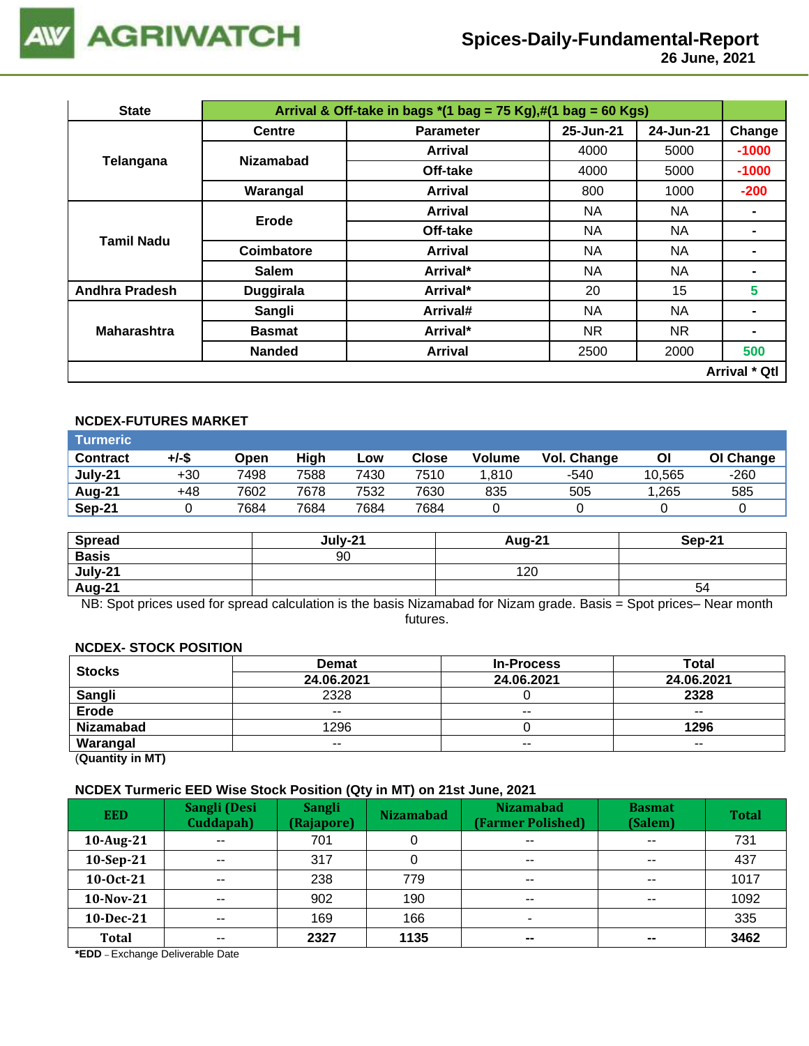# Spices-Daily-Fundamental-Report

**26 June, 2021**

| State | | Arrival & Off-take in bags *(1 bag = 75 Kg),#(1 bag = 60 Kgs) | | | |
|---|---|---|---|---|---|
| | Centre | Parameter | 25-Jun-21 | 24-Jun-21 | Change |
| Telangana | Nizamabad | Arrival | 4000 | 5000 | -1000 |
| | | Off-take | 4000 | 5000 | -1000 |
| | Warangal | Arrival | 800 | 1000 | -200 |
| Tamil Nadu | Erode | Arrival | NA | NA | - |
| | | Off-take | NA | NA | - |
| | Coimbatore | Arrival | NA | NA | - |
| | Salem | Arrival* | NA | NA | - |
| Andhra Pradesh | Duggirala | Arrival* | 20 | 15 | 5 |
| Maharashtra | Sangli | Arrival# | NA | NA | - |
| | Basmat | Arrival* | NR | NR | - |
| | Nanded | Arrival | 2500 | 2000 | 500 |
| | | | | | Arrival * Qtl |

### NCDEX-FUTURES MARKET

**Turmeric**

| Contract | +/-$ | Open | High | Low | Close | Volume | Vol. Change | OI | OI Change |
|---|---|---|---|---|---|---|---|---|---|
| July-21 | +30 | 7498 | 7588 | 7430 | 7510 | 1,810 | -540 | 10,565 | -260 |
| Aug-21 | +48 | 7602 | 7678 | 7532 | 7630 | 835 | 505 | 1,265 | 585 |
| Sep-21 | 0 | 7684 | 7684 | 7684 | 7684 | 0 | 0 | 0 | 0 |

| Spread | July-21 | Aug-21 | Sep-21 |
|---|---|---|---|
| Basis | 90 | | |
| July-21 | | 120 | |
| Aug-21 | | | 54 |

NB: Spot prices used for spread calculation is the basis Nizamabad for Nizam grade. Basis = Spot prices– Near month futures.

### NCDEX- STOCK POSITION

| Stocks | Demat | In-Process | Total |
|---|---|---|---|
| | 24.06.2021 | 24.06.2021 | 24.06.2021 |
| Sangli | 2328 | 0 | **2328** |
| Erode | -- | -- | -- |
| Nizamabad | 1296 | 0 | **1296** |
| Warangal | -- | -- | -- |

(**Quantity in MT**)

### NCDEX Turmeric EED Wise Stock Position (Qty in MT) on 21st June, 2021

| EED | Sangli (Desi Cuddapah) | Sangli (Rajapore) | Nizamabad | Nizamabad (Farmer Polished) | Basmat (Salem) | Total |
|---|---|---|---|---|---|---|
| 10-Aug-21 | -- | 701 | 0 | -- | -- | 731 |
| 10-Sep-21 | -- | 317 | 0 | -- | -- | 437 |
| 10-Oct-21 | -- | 238 | 779 | -- | -- | 1017 |
| 10-Nov-21 | -- | 902 | 190 | -- | -- | 1092 |
| 10-Dec-21 | -- | 169 | 166 | - | | 335 |
| **Total** | -- | **2327** | **1135** | **--** | **--** | **3462** |

***EDD** – Exchange Deliverable Date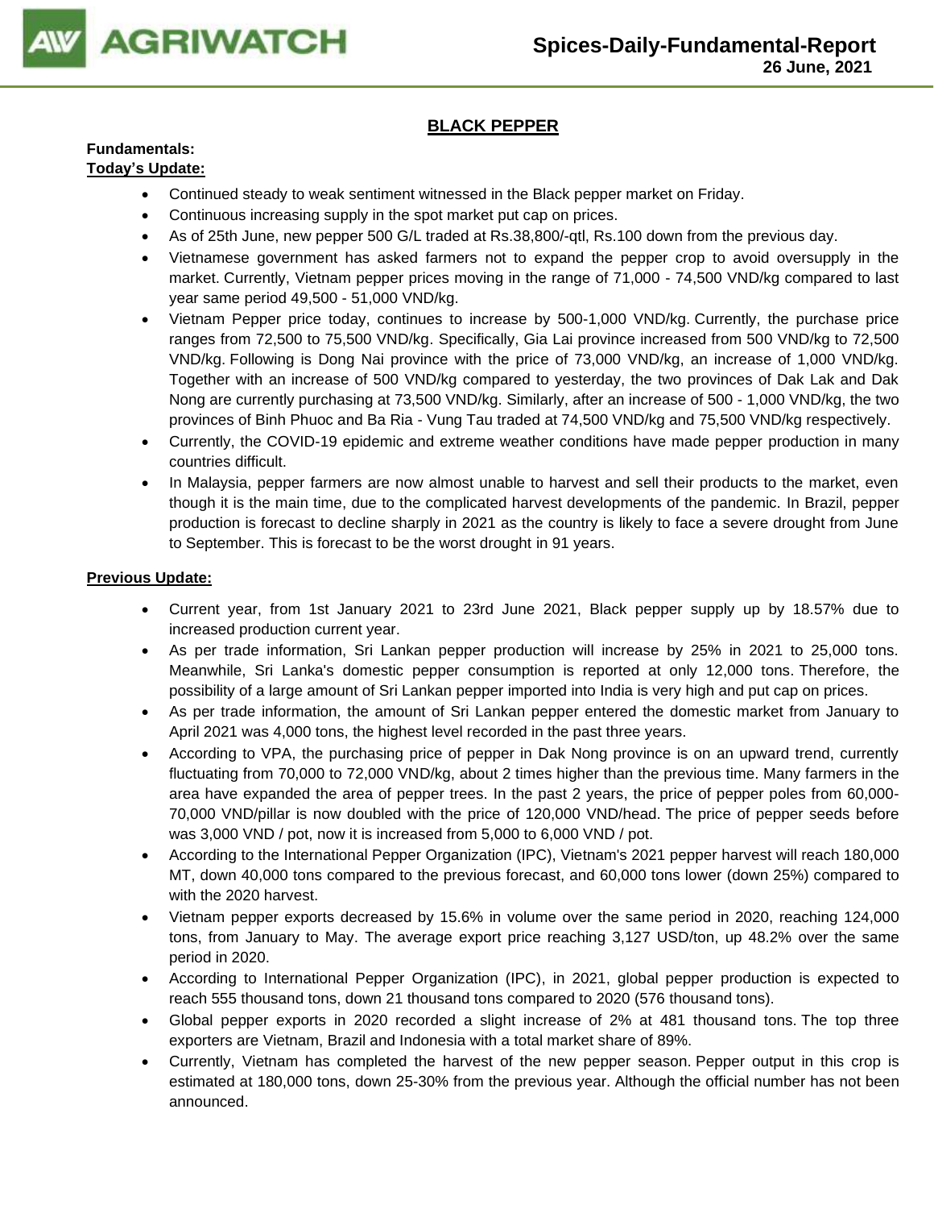## BLACK PEPPER

**Fundamentals:**

**Today's Update:**

- Continued steady to weak sentiment witnessed in the Black pepper market on Friday.
- Continuous increasing supply in the spot market put cap on prices.
- As of 25th June, new pepper 500 G/L traded at Rs.38,800/-qtl, Rs.100 down from the previous day.
- Vietnamese government has asked farmers not to expand the pepper crop to avoid oversupply in the market. Currently, Vietnam pepper prices moving in the range of 71,000 - 74,500 VND/kg compared to last year same period 49,500 - 51,000 VND/kg.
- Vietnam Pepper price today, continues to increase by 500-1,000 VND/kg. Currently, the purchase price ranges from 72,500 to 75,500 VND/kg. Specifically, Gia Lai province increased from 500 VND/kg to 72,500 VND/kg. Following is Dong Nai province with the price of 73,000 VND/kg, an increase of 1,000 VND/kg. Together with an increase of 500 VND/kg compared to yesterday, the two provinces of Dak Lak and Dak Nong are currently purchasing at 73,500 VND/kg. Similarly, after an increase of 500 - 1,000 VND/kg, the two provinces of Binh Phuoc and Ba Ria - Vung Tau traded at 74,500 VND/kg and 75,500 VND/kg respectively.
- Currently, the COVID-19 epidemic and extreme weather conditions have made pepper production in many countries difficult.
- In Malaysia, pepper farmers are now almost unable to harvest and sell their products to the market, even though it is the main time, due to the complicated harvest developments of the pandemic. In Brazil, pepper production is forecast to decline sharply in 2021 as the country is likely to face a severe drought from June to September. This is forecast to be the worst drought in 91 years.

**Previous Update:**

- Current year, from 1st January 2021 to 23rd June 2021, Black pepper supply up by 18.57% due to increased production current year.
- As per trade information, Sri Lankan pepper production will increase by 25% in 2021 to 25,000 tons. Meanwhile, Sri Lanka's domestic pepper consumption is reported at only 12,000 tons. Therefore, the possibility of a large amount of Sri Lankan pepper imported into India is very high and put cap on prices.
- As per trade information, the amount of Sri Lankan pepper entered the domestic market from January to April 2021 was 4,000 tons, the highest level recorded in the past three years.
- According to VPA, the purchasing price of pepper in Dak Nong province is on an upward trend, currently fluctuating from 70,000 to 72,000 VND/kg, about 2 times higher than the previous time. Many farmers in the area have expanded the area of pepper trees. In the past 2 years, the price of pepper poles from 60,000-70,000 VND/pillar is now doubled with the price of 120,000 VND/head. The price of pepper seeds before was 3,000 VND / pot, now it is increased from 5,000 to 6,000 VND / pot.
- According to the International Pepper Organization (IPC), Vietnam's 2021 pepper harvest will reach 180,000 MT, down 40,000 tons compared to the previous forecast, and 60,000 tons lower (down 25%) compared to with the 2020 harvest.
- Vietnam pepper exports decreased by 15.6% in volume over the same period in 2020, reaching 124,000 tons, from January to May. The average export price reaching 3,127 USD/ton, up 48.2% over the same period in 2020.
- According to International Pepper Organization (IPC), in 2021, global pepper production is expected to reach 555 thousand tons, down 21 thousand tons compared to 2020 (576 thousand tons).
- Global pepper exports in 2020 recorded a slight increase of 2% at 481 thousand tons. The top three exporters are Vietnam, Brazil and Indonesia with a total market share of 89%.
- Currently, Vietnam has completed the harvest of the new pepper season. Pepper output in this crop is estimated at 180,000 tons, down 25-30% from the previous year. Although the official number has not been announced.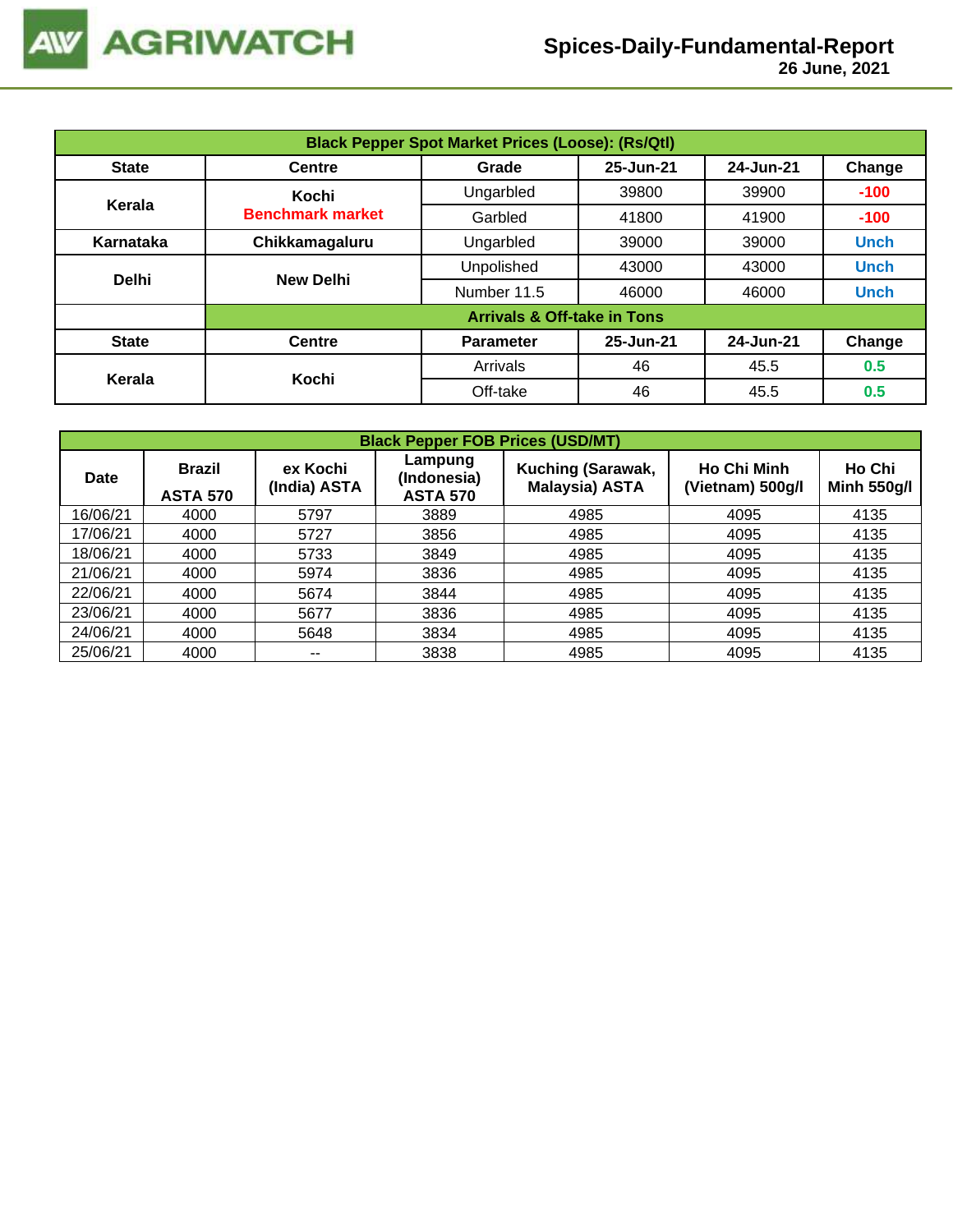| Black Pepper Spot Market Prices (Loose): (Rs/Qtl) | | | | | |
|---|---|---|---|---|---|
| State | Centre | Grade | 25-Jun-21 | 24-Jun-21 | Change |
| Kerala | Kochi Benchmark market | Ungarbled | 39800 | 39900 | -100 |
| | | Garbled | 41800 | 41900 | -100 |
| Karnataka | Chikkamagaluru | Ungarbled | 39000 | 39000 | Unch |
| Delhi | New Delhi | Unpolished | 43000 | 43000 | Unch |
| | | Number 11.5 | 46000 | 46000 | Unch |
| | Arrivals & Off-take in Tons | | | | |
| State | Centre | Parameter | 25-Jun-21 | 24-Jun-21 | Change |
| Kerala | Kochi | Arrivals | 46 | 45.5 | 0.5 |
| | | Off-take | 46 | 45.5 | 0.5 |

| Black Pepper FOB Prices (USD/MT) | | | | | | |
|---|---|---|---|---|---|---|
| Date | Brazil ASTA 570 | ex Kochi (India) ASTA | Lampung (Indonesia) ASTA 570 | Kuching (Sarawak, Malaysia) ASTA | Ho Chi Minh (Vietnam) 500g/l | Ho Chi Minh 550g/l |
| 16/06/21 | 4000 | 5797 | 3889 | 4985 | 4095 | 4135 |
| 17/06/21 | 4000 | 5727 | 3856 | 4985 | 4095 | 4135 |
| 18/06/21 | 4000 | 5733 | 3849 | 4985 | 4095 | 4135 |
| 21/06/21 | 4000 | 5974 | 3836 | 4985 | 4095 | 4135 |
| 22/06/21 | 4000 | 5674 | 3844 | 4985 | 4095 | 4135 |
| 23/06/21 | 4000 | 5677 | 3836 | 4985 | 4095 | 4135 |
| 24/06/21 | 4000 | 5648 | 3834 | 4985 | 4095 | 4135 |
| 25/06/21 | 4000 | -- | 3838 | 4985 | 4095 | 4135 |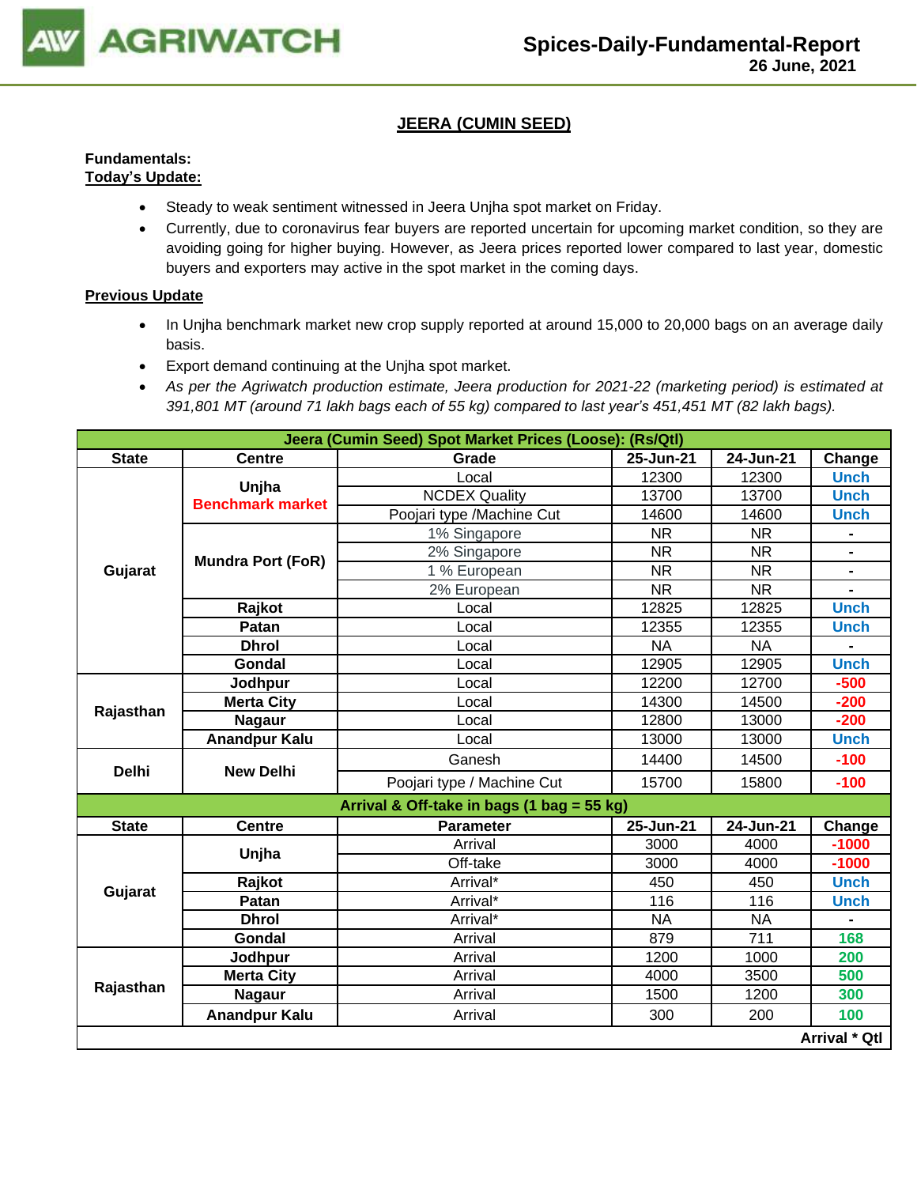## JEERA (CUMIN SEED)

**Fundamentals:**
**Today's Update:**

- Steady to weak sentiment witnessed in Jeera Unjha spot market on Friday.
- Currently, due to coronavirus fear buyers are reported uncertain for upcoming market condition, so they are avoiding going for higher buying. However, as Jeera prices reported lower compared to last year, domestic buyers and exporters may active in the spot market in the coming days.

**Previous Update**

- In Unjha benchmark market new crop supply reported at around 15,000 to 20,000 bags on an average daily basis.
- Export demand continuing at the Unjha spot market.
- *As per the Agriwatch production estimate, Jeera production for 2021-22 (marketing period) is estimated at 391,801 MT (around 71 lakh bags each of 55 kg) compared to last year's 451,451 MT (82 lakh bags).*

| Jeera (Cumin Seed) Spot Market Prices (Loose): (Rs/Qtl) | | | | | |
|---|---|---|---|---|---|
| **State** | **Centre** | **Grade** | **25-Jun-21** | **24-Jun-21** | **Change** |
| Gujarat | Unjha Benchmark market | Local | 12300 | 12300 | Unch |
| | | NCDEX Quality | 13700 | 13700 | Unch |
| | | Poojari type /Machine Cut | 14600 | 14600 | Unch |
| | Mundra Port (FoR) | 1% Singapore | NR | NR | - |
| | | 2% Singapore | NR | NR | - |
| | | 1 % European | NR | NR | - |
| | | 2% European | NR | NR | - |
| | Rajkot | Local | 12825 | 12825 | Unch |
| | Patan | Local | 12355 | 12355 | Unch |
| | Dhrol | Local | NA | NA | - |
| | Gondal | Local | 12905 | 12905 | Unch |
| Rajasthan | Jodhpur | Local | 12200 | 12700 | -500 |
| | Merta City | Local | 14300 | 14500 | -200 |
| | Nagaur | Local | 12800 | 13000 | -200 |
| | Anandpur Kalu | Local | 13000 | 13000 | Unch |
| Delhi | New Delhi | Ganesh | 14400 | 14500 | -100 |
| | | Poojari type / Machine Cut | 15700 | 15800 | -100 |
| **Arrival & Off-take in bags (1 bag = 55 kg)** | | | | | |
| **State** | **Centre** | **Parameter** | **25-Jun-21** | **24-Jun-21** | **Change** |
| Gujarat | Unjha | Arrival | 3000 | 4000 | -1000 |
| | | Off-take | 3000 | 4000 | -1000 |
| | Rajkot | Arrival* | 450 | 450 | Unch |
| | Patan | Arrival* | 116 | 116 | Unch |
| | Dhrol | Arrival* | NA | NA | - |
| | Gondal | Arrival | 879 | 711 | 168 |
| Rajasthan | Jodhpur | Arrival | 1200 | 1000 | 200 |
| | Merta City | Arrival | 4000 | 3500 | 500 |
| | Nagaur | Arrival | 1500 | 1200 | 300 |
| | Anandpur Kalu | Arrival | 300 | 200 | 100 |
| | | | | | Arrival * Qtl |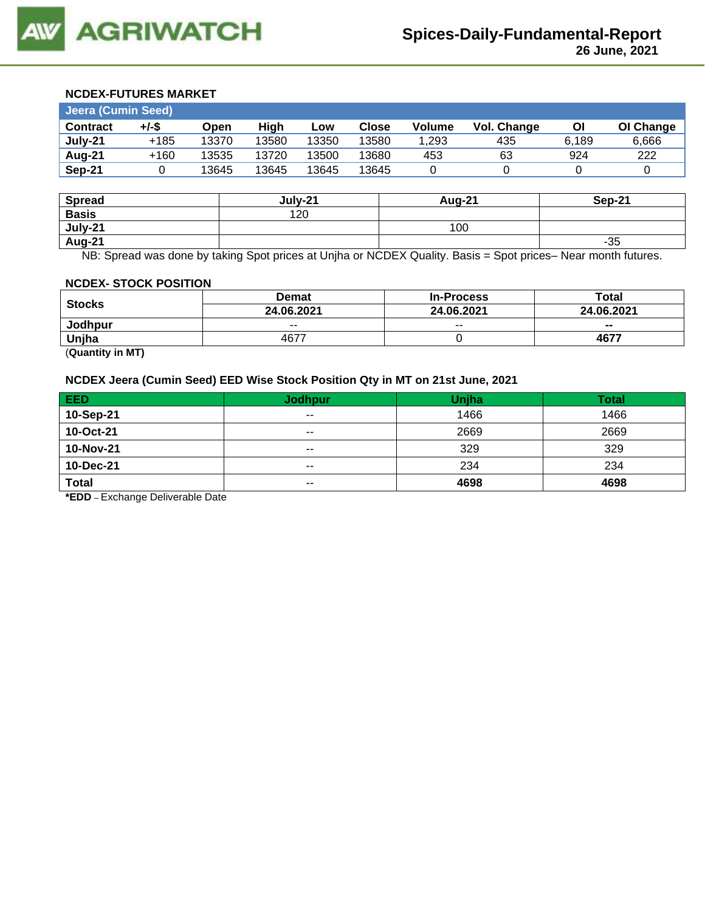**Spices-Daily-Fundamental-Report**
**26 June, 2021**

### NCDEX-FUTURES MARKET

| Jeera (Cumin Seed) | | | | | | | | | |
|---|---|---|---|---|---|---|---|---|---|
| **Contract** | **+/-$** | **Open** | **High** | **Low** | **Close** | **Volume** | **Vol. Change** | **OI** | **OI Change** |
| **July-21** | +185 | 13370 | 13580 | 13350 | 13580 | 1,293 | 435 | 6,189 | 6,666 |
| **Aug-21** | +160 | 13535 | 13720 | 13500 | 13680 | 453 | 63 | 924 | 222 |
| **Sep-21** | 0 | 13645 | 13645 | 13645 | 13645 | 0 | 0 | 0 | 0 |

| Spread | July-21 | Aug-21 | Sep-21 |
|---|---|---|---|
| **Basis** | 120 | | |
| **July-21** | | 100 | |
| **Aug-21** | | | -35 |

NB: Spread was done by taking Spot prices at Unjha or NCDEX Quality. Basis = Spot prices– Near month futures.

### NCDEX- STOCK POSITION

| Stocks | Demat | In-Process | Total |
|---|---|---|---|
| | **24.06.2021** | **24.06.2021** | **24.06.2021** |
| **Jodhpur** | -- | -- | **--** |
| **Unjha** | 4677 | 0 | **4677** |

(**Quantity in MT)**

### NCDEX Jeera (Cumin Seed) EED Wise Stock Position Qty in MT on 21st June, 2021

| EED | Jodhpur | Unjha | Total |
|---|---|---|---|
| **10-Sep-21** | -- | 1466 | 1466 |
| **10-Oct-21** | -- | 2669 | 2669 |
| **10-Nov-21** | -- | 329 | 329 |
| **10-Dec-21** | -- | 234 | 234 |
| **Total** | -- | **4698** | **4698** |

***EED** – Exchange Deliverable Date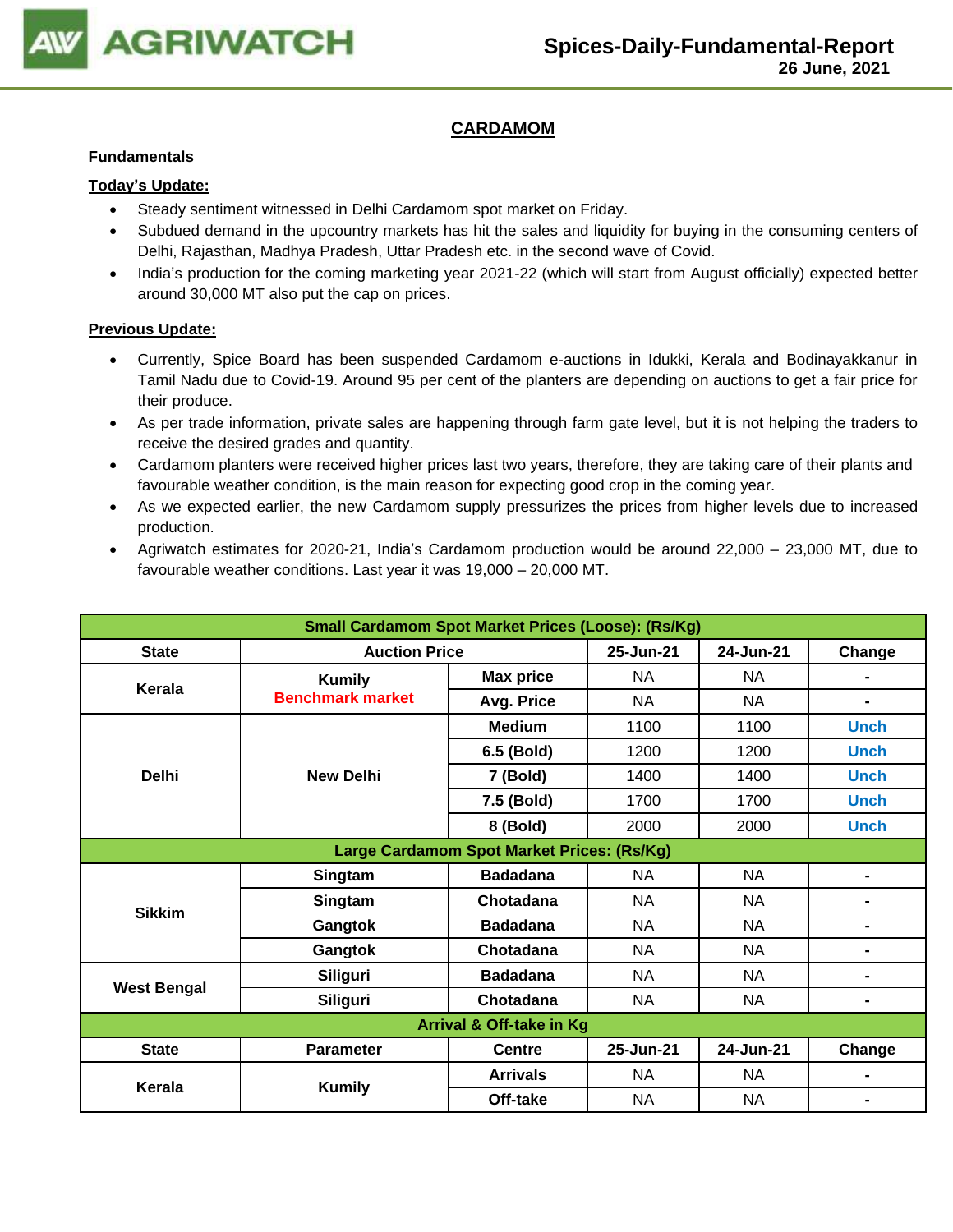# CARDAMOM

**Fundamentals**

**Today's Update:**

- Steady sentiment witnessed in Delhi Cardamom spot market on Friday.
- Subdued demand in the upcountry markets has hit the sales and liquidity for buying in the consuming centers of Delhi, Rajasthan, Madhya Pradesh, Uttar Pradesh etc. in the second wave of Covid.
- India's production for the coming marketing year 2021-22 (which will start from August officially) expected better around 30,000 MT also put the cap on prices.

**Previous Update:**

- Currently, Spice Board has been suspended Cardamom e-auctions in Idukki, Kerala and Bodinayakkanur in Tamil Nadu due to Covid-19. Around 95 per cent of the planters are depending on auctions to get a fair price for their produce.
- As per trade information, private sales are happening through farm gate level, but it is not helping the traders to receive the desired grades and quantity.
- Cardamom planters were received higher prices last two years, therefore, they are taking care of their plants and favourable weather condition, is the main reason for expecting good crop in the coming year.
- As we expected earlier, the new Cardamom supply pressurizes the prices from higher levels due to increased production.
- Agriwatch estimates for 2020-21, India's Cardamom production would be around 22,000 – 23,000 MT, due to favourable weather conditions. Last year it was 19,000 – 20,000 MT.

| Small Cardamom Spot Market Prices (Loose): (Rs/Kg) | | | | | |
|---|---|---|---|---|---|
| **State** | **Auction Price** | | **25-Jun-21** | **24-Jun-21** | **Change** |
| Kerala | Kumily Benchmark market | Max price | NA | NA | - |
| | | Avg. Price | NA | NA | - |
| Delhi | New Delhi | Medium | 1100 | 1100 | Unch |
| | | 6.5 (Bold) | 1200 | 1200 | Unch |
| | | 7 (Bold) | 1400 | 1400 | Unch |
| | | 7.5 (Bold) | 1700 | 1700 | Unch |
| | | 8 (Bold) | 2000 | 2000 | Unch |
| **Large Cardamom Spot Market Prices: (Rs/Kg)** | | | | | |
| Sikkim | Singtam | Badadana | NA | NA | - |
| | Singtam | Chotadana | NA | NA | - |
| | Gangtok | Badadana | NA | NA | - |
| | Gangtok | Chotadana | NA | NA | - |
| West Bengal | Siliguri | Badadana | NA | NA | - |
| | Siliguri | Chotadana | NA | NA | - |
| **Arrival & Off-take in Kg** | | | | | |
| **State** | **Parameter** | **Centre** | **25-Jun-21** | **24-Jun-21** | **Change** |
| Kerala | Kumily | Arrivals | NA | NA | - |
| | | Off-take | NA | NA | - |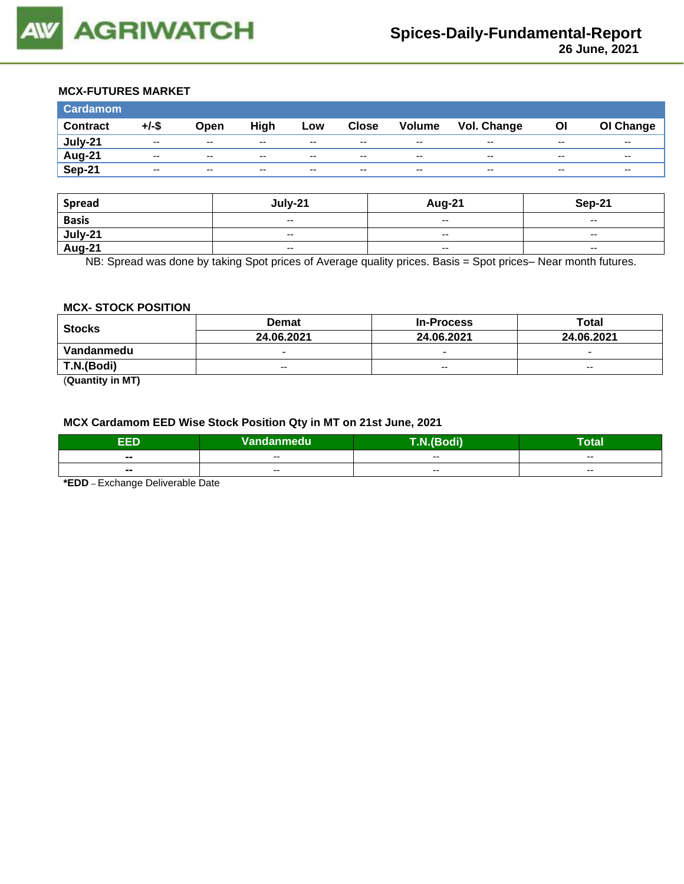### MCX-FUTURES MARKET

| Cardamom | | | | | | | | | |
|---|---|---|---|---|---|---|---|---|---|
| **Contract** | **+/-$** | **Open** | **High** | **Low** | **Close** | **Volume** | **Vol. Change** | **OI** | **OI Change** |
| **July-21** | -- | -- | -- | -- | -- | -- | -- | -- | -- |
| **Aug-21** | -- | -- | -- | -- | -- | -- | -- | -- | -- |
| **Sep-21** | -- | -- | -- | -- | -- | -- | -- | -- | -- |

| Spread | July-21 | Aug-21 | Sep-21 |
|---|---|---|---|
| **Basis** | -- | -- | -- |
| **July-21** | -- | -- | -- |
| **Aug-21** | -- | -- | -- |

NB: Spread was done by taking Spot prices of Average quality prices. Basis = Spot prices– Near month futures.

### MCX- STOCK POSITION

| Stocks | Demat | In-Process | Total |
|---|---|---|---|
| | **24.06.2021** | **24.06.2021** | **24.06.2021** |
| **Vandanmedu** | - | - | - |
| **T.N.(Bodi)** | -- | -- | -- |

(**Quantity in MT)**

### MCX Cardamom EED Wise Stock Position Qty in MT on 21st June, 2021

| EED | Vandanmedu | T.N.(Bodi) | Total |
|---|---|---|---|
| -- | -- | -- | -- |
| -- | -- | -- | -- |

***EDD** – Exchange Deliverable Date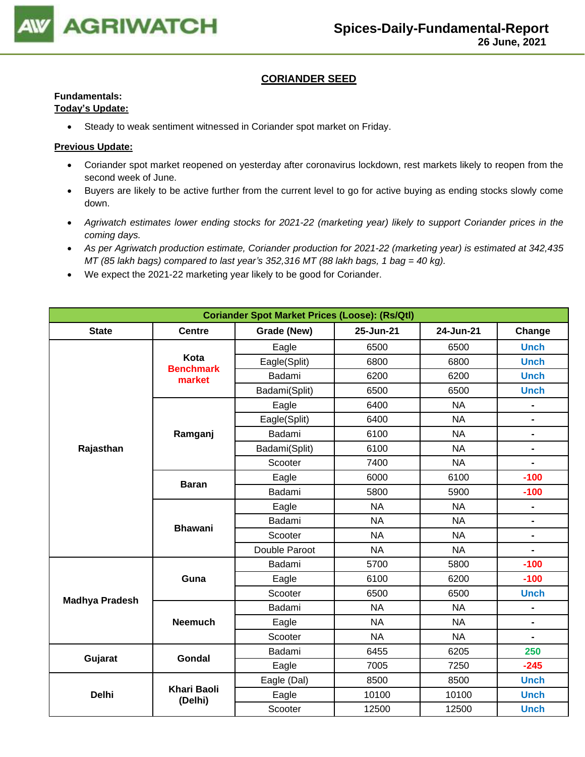## CORIANDER SEED

**Fundamentals:**
**Today's Update:**

- Steady to weak sentiment witnessed in Coriander spot market on Friday.

**Previous Update:**

- Coriander spot market reopened on yesterday after coronavirus lockdown, rest markets likely to reopen from the second week of June.
- Buyers are likely to be active further from the current level to go for active buying as ending stocks slowly come down.
- *Agriwatch estimates lower ending stocks for 2021-22 (marketing year) likely to support Coriander prices in the coming days.*
- *As per Agriwatch production estimate, Coriander production for 2021-22 (marketing year) is estimated at 342,435 MT (85 lakh bags) compared to last year's 352,316 MT (88 lakh bags, 1 bag = 40 kg).*
- We expect the 2021-22 marketing year likely to be good for Coriander.

| Coriander Spot Market Prices (Loose): (Rs/Qtl) | | | | | |
|---|---|---|---|---|---|
| State | Centre | Grade (New) | 25-Jun-21 | 24-Jun-21 | Change |
| Rajasthan | Kota Benchmark market | Eagle | 6500 | 6500 | Unch |
| | | Eagle(Split) | 6800 | 6800 | Unch |
| | | Badami | 6200 | 6200 | Unch |
| | | Badami(Split) | 6500 | 6500 | Unch |
| | Ramganj | Eagle | 6400 | NA | - |
| | | Eagle(Split) | 6400 | NA | - |
| | | Badami | 6100 | NA | - |
| | | Badami(Split) | 6100 | NA | - |
| | | Scooter | 7400 | NA | - |
| | Baran | Eagle | 6000 | 6100 | -100 |
| | | Badami | 5800 | 5900 | -100 |
| | Bhawani | Eagle | NA | NA | - |
| | | Badami | NA | NA | - |
| | | Scooter | NA | NA | - |
| | | Double Paroot | NA | NA | - |
| Madhya Pradesh | Guna | Badami | 5700 | 5800 | -100 |
| | | Eagle | 6100 | 6200 | -100 |
| | | Scooter | 6500 | 6500 | Unch |
| | Neemuch | Badami | NA | NA | - |
| | | Eagle | NA | NA | - |
| | | Scooter | NA | NA | - |
| Gujarat | Gondal | Badami | 6455 | 6205 | 250 |
| | | Eagle | 7005 | 7250 | -245 |
| Delhi | Khari Baoli (Delhi) | Eagle (Dal) | 8500 | 8500 | Unch |
| | | Eagle | 10100 | 10100 | Unch |
| | | Scooter | 12500 | 12500 | Unch |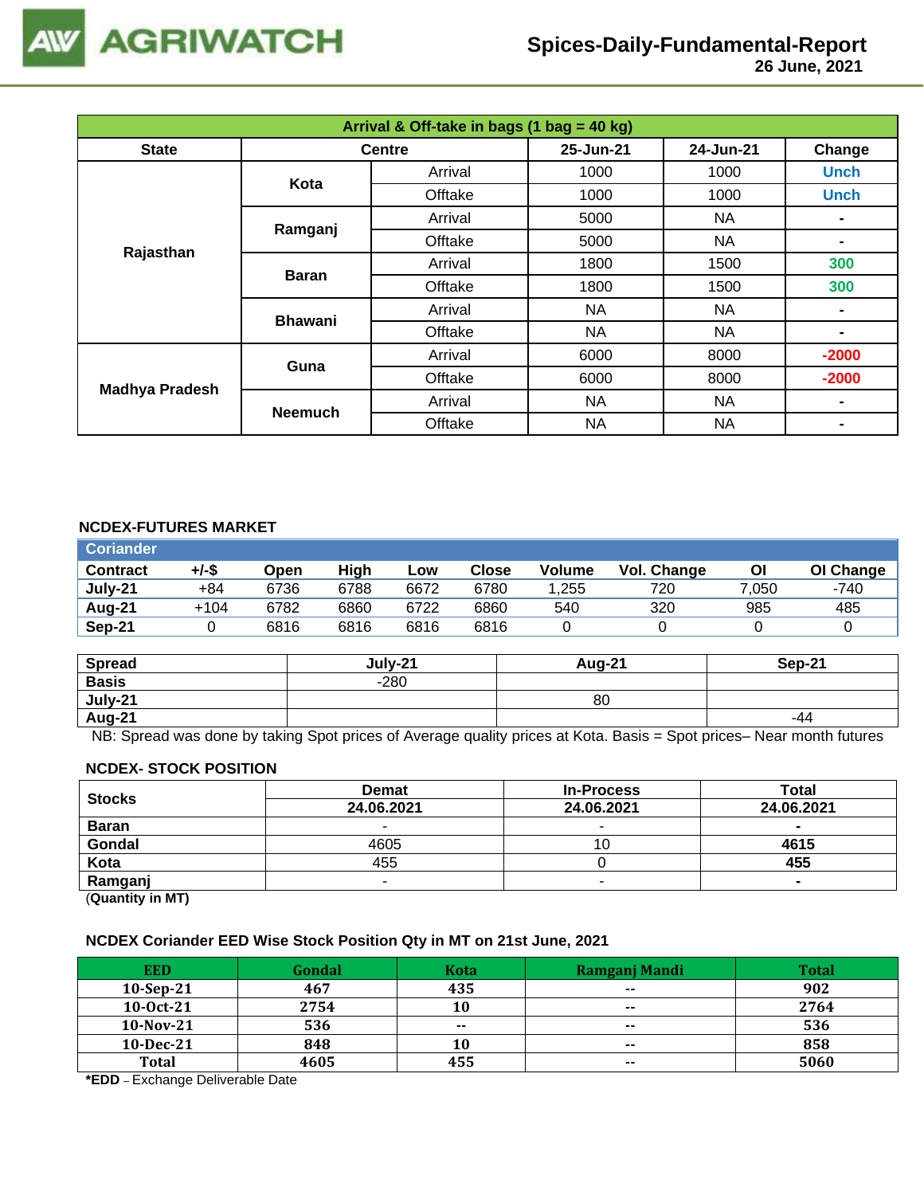# Spices-Daily-Fundamental-Report

26 June, 2021

| Arrival & Off-take in bags (1 bag = 40 kg) | | | | | |
|---|---|---|---|---|---|
| State | Centre | | 25-Jun-21 | 24-Jun-21 | Change |
| Rajasthan | Kota | Arrival | 1000 | 1000 | Unch |
| | | Offtake | 1000 | 1000 | Unch |
| | Ramganj | Arrival | 5000 | NA | - |
| | | Offtake | 5000 | NA | - |
| | Baran | Arrival | 1800 | 1500 | 300 |
| | | Offtake | 1800 | 1500 | 300 |
| | Bhawani | Arrival | NA | NA | - |
| | | Offtake | NA | NA | - |
| Madhya Pradesh | Guna | Arrival | 6000 | 8000 | -2000 |
| | | Offtake | 6000 | 8000 | -2000 |
| | Neemuch | Arrival | NA | NA | - |
| | | Offtake | NA | NA | - |

## NCDEX-FUTURES MARKET

**Coriander**

| Contract | +/-$ | Open | High | Low | Close | Volume | Vol. Change | OI | OI Change |
|---|---|---|---|---|---|---|---|---|---|
| July-21 | +84 | 6736 | 6788 | 6672 | 6780 | 1,255 | 720 | 7,050 | -740 |
| Aug-21 | +104 | 6782 | 6860 | 6722 | 6860 | 540 | 320 | 985 | 485 |
| Sep-21 | 0 | 6816 | 6816 | 6816 | 6816 | 0 | 0 | 0 | 0 |

| Spread | July-21 | Aug-21 | Sep-21 |
|---|---|---|---|
| Basis | -280 | | |
| July-21 | | 80 | |
| Aug-21 | | | -44 |

NB: Spread was done by taking Spot prices of Average quality prices at Kota. Basis = Spot prices– Near month futures

## NCDEX- STOCK POSITION

| Stocks | Demat | In-Process | Total |
|---|---|---|---|
| | 24.06.2021 | 24.06.2021 | 24.06.2021 |
| Baran | - | - | - |
| Gondal | 4605 | 10 | **4615** |
| Kota | 455 | 0 | **455** |
| Ramganj | - | - | - |

(**Quantity in MT**)

## NCDEX Coriander EED Wise Stock Position Qty in MT on 21st June, 2021

| EED | Gondal | Kota | Ramganj Mandi | Total |
|---|---|---|---|---|
| 10-Sep-21 | 467 | 435 | -- | 902 |
| 10-Oct-21 | 2754 | 10 | -- | 2764 |
| 10-Nov-21 | 536 | -- | -- | 536 |
| 10-Dec-21 | 848 | 10 | -- | 858 |
| Total | 4605 | 455 | -- | 5060 |

***EDD** – Exchange Deliverable Date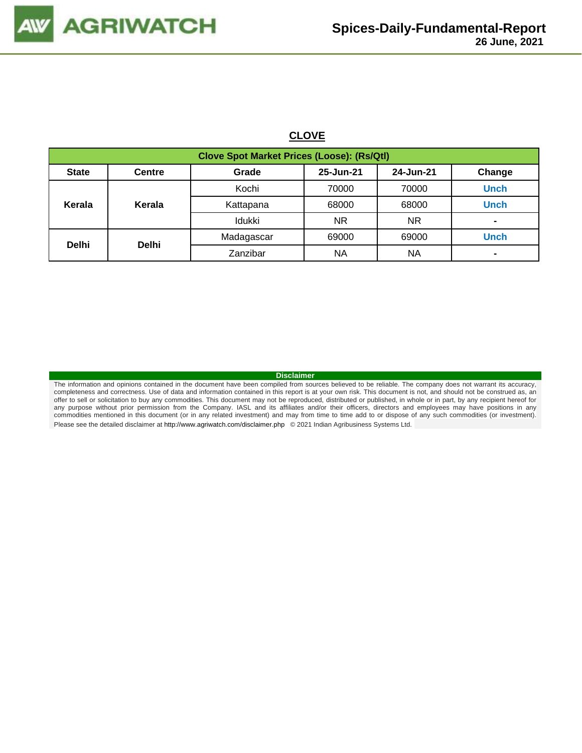## CLOVE

| Clove Spot Market Prices (Loose): (Rs/Qtl) | | | | | |
|---|---|---|---|---|---|
| **State** | **Centre** | **Grade** | **25-Jun-21** | **24-Jun-21** | **Change** |
| **Kerala** | **Kerala** | Kochi | 70000 | 70000 | **Unch** |
| | | Kattapana | 68000 | 68000 | **Unch** |
| | | Idukki | NR | NR | **-** |
| **Delhi** | **Delhi** | Madagascar | 69000 | 69000 | **Unch** |
| | | Zanzibar | NA | NA | **-** |

**Disclaimer**

The information and opinions contained in the document have been compiled from sources believed to be reliable. The company does not warrant its accuracy, completeness and correctness. Use of data and information contained in this report is at your own risk. This document is not, and should not be construed as, an offer to sell or solicitation to buy any commodities. This document may not be reproduced, distributed or published, in whole or in part, by any recipient hereof for any purpose without prior permission from the Company. IASL and its affiliates and/or their officers, directors and employees may have positions in any commodities mentioned in this document (or in any related investment) and may from time to time add to or dispose of any such commodities (or investment). Please see the detailed disclaimer at http://www.agriwatch.com/disclaimer.php © 2021 Indian Agribusiness Systems Ltd.